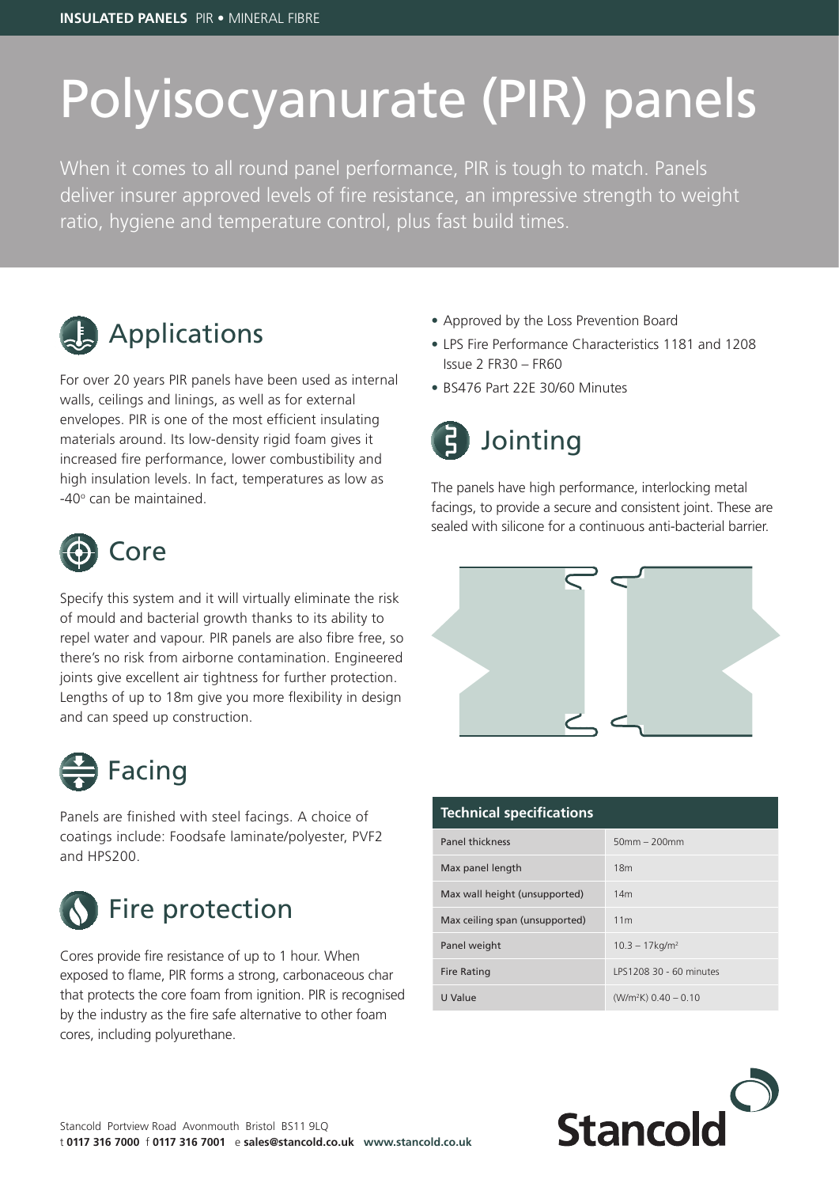**INSULATED PANELS** PIR • MINERAL FIBRE

# Polyisocyanurate (PIR) panels

When it comes to all round panel performance, PIR is tough to match. Panels deliver insurer approved levels of fire resistance, an impressive strength to weight ratio, hygiene and temperature control, plus fast build times.

## Applications

For over 20 years PIR panels have been used as internal walls, ceilings and linings, as well as for external envelopes. PIR is one of the most efficient insulating materials around. Its low-density rigid foam gives it increased fire performance, lower combustibility and high insulation levels. In fact, temperatures as low as -40° can be maintained.

## Core

Specify this system and it will virtually eliminate the risk of mould and bacterial growth thanks to its ability to repel water and vapour. PIR panels are also fibre free, so there's no risk from airborne contamination. Engineered joints give excellent air tightness for further protection. Lengths of up to 18m give you more flexibility in design and can speed up construction.

## Facing

Panels are finished with steel facings. A choice of coatings include: Foodsafe laminate/polyester, PVF2 and HPS200.

## Fire protection

Cores provide fire resistance of up to 1 hour. When exposed to flame, PIR forms a strong, carbonaceous char that protects the core foam from ignition. PIR is recognised by the industry as the fire safe alternative to other foam cores, including polyurethane.

- Approved by the Loss Prevention Board
- LPS Fire Performance Characteristics 1181 and 1208 Issue 2 FR30 – FR60
- BS476 Part 22E 30/60 Minutes

## Jointing

The panels have high performance, interlocking metal facings, to provide a secure and consistent joint. These are sealed with silicone for a continuous anti-bacterial barrier.

| Technical specifications | |
|---|---|
| Panel thickness | 50mm – 200mm |
| Max panel length | 18m |
| Max wall height (unsupported) | 14m |
| Max ceiling span (unsupported) | 11m |
| Panel weight | 10.3 – 17kg/m² |
| Fire Rating | LPS1208 30 - 60 minutes |
| U Value | (W/m²K) 0.40 – 0.10 |

Stancold Portview Road Avonmouth Bristol BS11 9LQ
t **0117 316 7000** f **0117 316 7001** e **sales@stancold.co.uk** **www.stancold.co.uk**

**Stancold**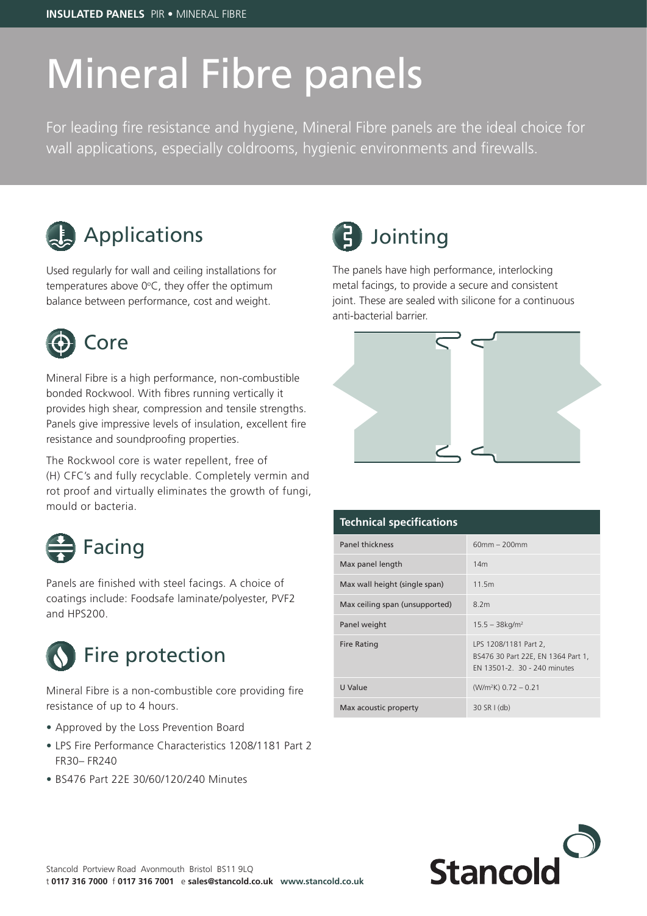INSULATED PANELS PIR • MINERAL FIBRE

# Mineral Fibre panels

For leading fire resistance and hygiene, Mineral Fibre panels are the ideal choice for wall applications, especially coldrooms, hygienic environments and firewalls.

## Applications

Used regularly for wall and ceiling installations for temperatures above 0°C, they offer the optimum balance between performance, cost and weight.

## Core

Mineral Fibre is a high performance, non-combustible bonded Rockwool. With fibres running vertically it provides high shear, compression and tensile strengths. Panels give impressive levels of insulation, excellent fire resistance and soundproofing properties.

The Rockwool core is water repellent, free of (H) CFC's and fully recyclable. Completely vermin and rot proof and virtually eliminates the growth of fungi, mould or bacteria.

## Facing

Panels are finished with steel facings. A choice of coatings include: Foodsafe laminate/polyester, PVF2 and HPS200.

## Fire protection

Mineral Fibre is a non-combustible core providing fire resistance of up to 4 hours.

- Approved by the Loss Prevention Board
- LPS Fire Performance Characteristics 1208/1181 Part 2 FR30– FR240
- BS476 Part 22E 30/60/120/240 Minutes

## Jointing

The panels have high performance, interlocking metal facings, to provide a secure and consistent joint. These are sealed with silicone for a continuous anti-bacterial barrier.

| Technical specifications | |
|---|---|
| Panel thickness | 60mm – 200mm |
| Max panel length | 14m |
| Max wall height (single span) | 11.5m |
| Max ceiling span (unsupported) | 8.2m |
| Panel weight | 15.5 – 38kg/m² |
| Fire Rating | LPS 1208/1181 Part 2, BS476 30 Part 22E, EN 1364 Part 1, EN 13501-2. 30 - 240 minutes |
| U Value | (W/m²K) 0.72 – 0.21 |
| Max acoustic property | 30 SR I (db) |

Stancold Portview Road Avonmouth Bristol BS11 9LQ
t **0117 316 7000** f **0117 316 7001** e **sales@stancold.co.uk** **www.stancold.co.uk**

Stancold